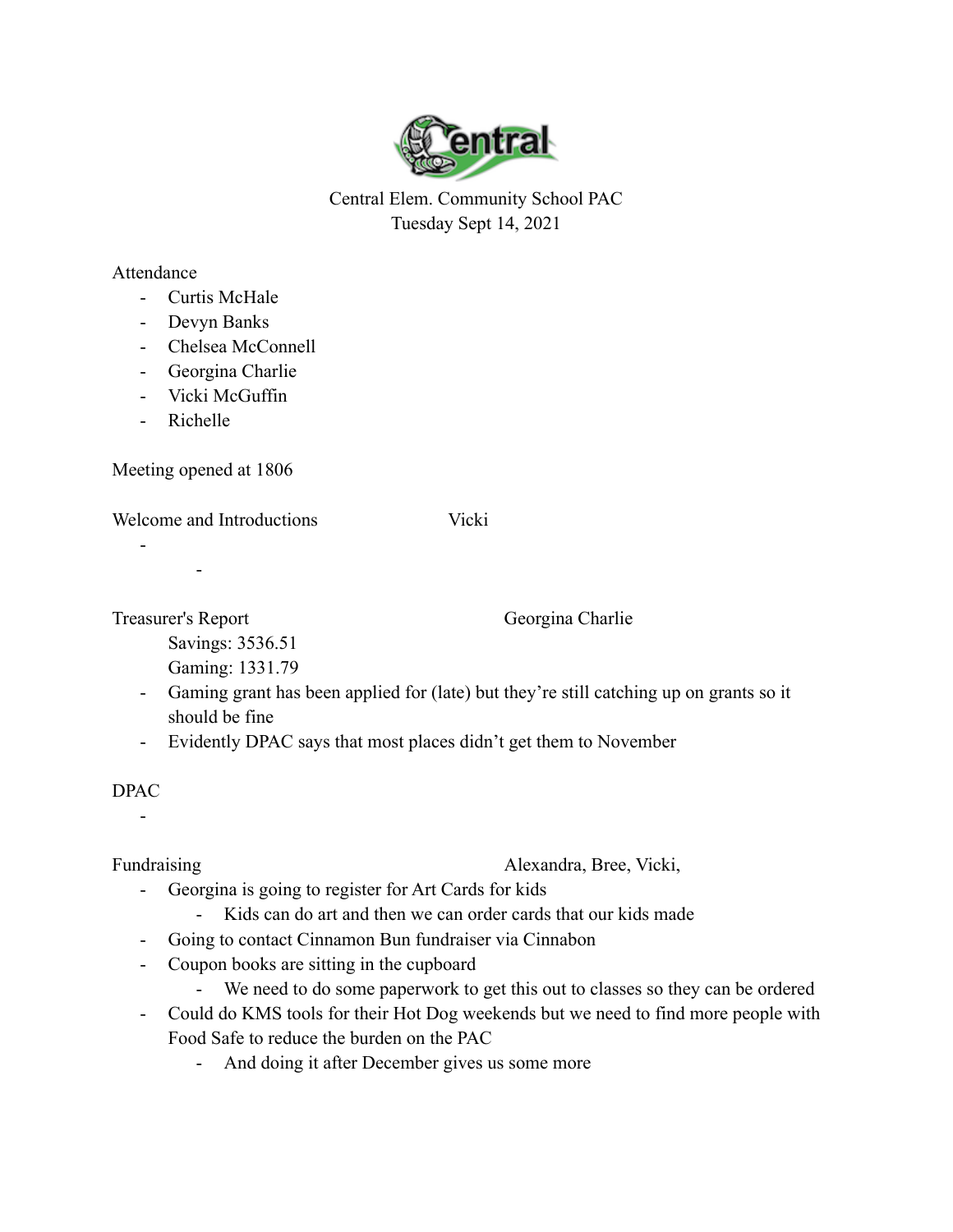Central Elem. Community School PAC
Tuesday Sept 14, 2021

Attendance

- Curtis McHale
- Devyn Banks
- Chelsea McConnell
- Georgina Charlie
- Vicki McGuffin
- Richelle

Meeting opened at 1806

Welcome and Introductions  Vicki

-
    -

Treasurer's Report  Georgina Charlie

Savings: 3536.51
Gaming: 1331.79

- Gaming grant has been applied for (late) but they're still catching up on grants so it should be fine
- Evidently DPAC says that most places didn't get them to November

DPAC

-

Fundraising  Alexandra, Bree, Vicki,

- Georgina is going to register for Art Cards for kids
    - Kids can do art and then we can order cards that our kids made
- Going to contact Cinnamon Bun fundraiser via Cinnabon
- Coupon books are sitting in the cupboard
    - We need to do some paperwork to get this out to classes so they can be ordered
- Could do KMS tools for their Hot Dog weekends but we need to find more people with Food Safe to reduce the burden on the PAC
    - And doing it after December gives us some more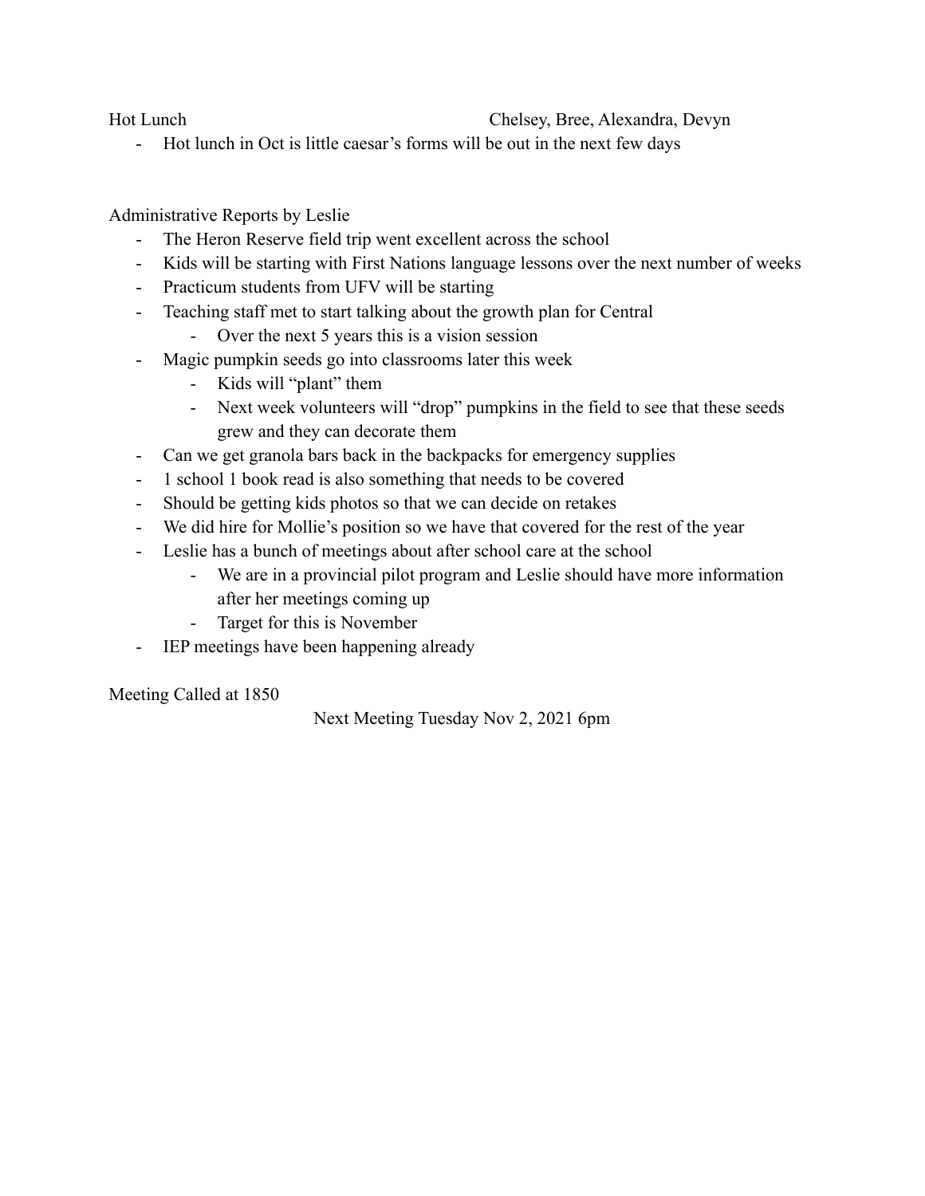Hot Lunch Chelsey, Bree, Alexandra, Devyn

- Hot lunch in Oct is little caesar's forms will be out in the next few days

Administrative Reports by Leslie

- The Heron Reserve field trip went excellent across the school
- Kids will be starting with First Nations language lessons over the next number of weeks
- Practicum students from UFV will be starting
- Teaching staff met to start talking about the growth plan for Central
  - Over the next 5 years this is a vision session
- Magic pumpkin seeds go into classrooms later this week
  - Kids will "plant" them
  - Next week volunteers will "drop" pumpkins in the field to see that these seeds grew and they can decorate them
- Can we get granola bars back in the backpacks for emergency supplies
- 1 school 1 book read is also something that needs to be covered
- Should be getting kids photos so that we can decide on retakes
- We did hire for Mollie's position so we have that covered for the rest of the year
- Leslie has a bunch of meetings about after school care at the school
  - We are in a provincial pilot program and Leslie should have more information after her meetings coming up
  - Target for this is November
- IEP meetings have been happening already

Meeting Called at 1850

Next Meeting Tuesday Nov 2, 2021 6pm